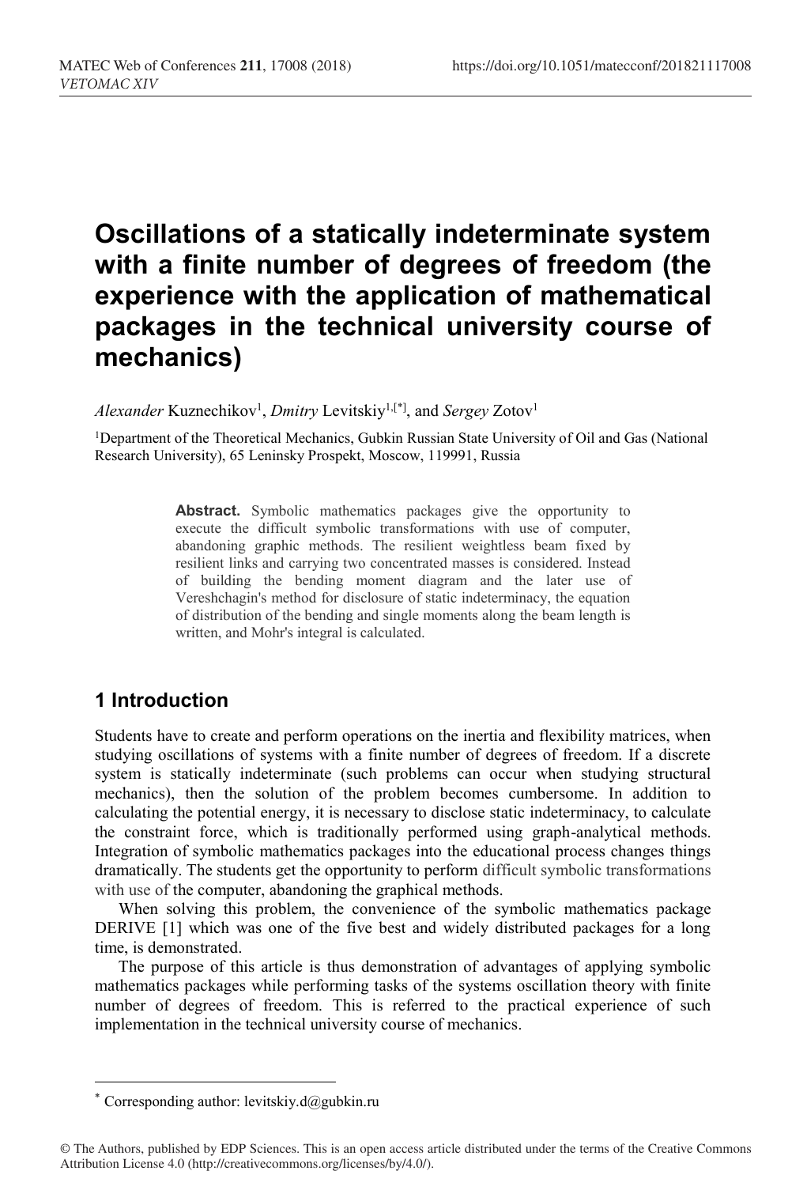# Oscillations of a statically indeterminate system with a finite number of degrees of freedom (the experience with the application of mathematical packages in the technical university course of mechanics)

*Alexander* Kuznechikov[1], *Dmitry* Levitskiy[1,*], and *Sergey* Zotov[1]

[1]Department of the Theoretical Mechanics, Gubkin Russian State University of Oil and Gas (National Research University), 65 Leninsky Prospekt, Moscow, 119991, Russia

**Abstract.** Symbolic mathematics packages give the opportunity to execute the difficult symbolic transformations with use of computer, abandoning graphic methods. The resilient weightless beam fixed by resilient links and carrying two concentrated masses is considered. Instead of building the bending moment diagram and the later use of Vereshchagin's method for disclosure of static indeterminacy, the equation of distribution of the bending and single moments along the beam length is written, and Mohr's integral is calculated.

## 1 Introduction

Students have to create and perform operations on the inertia and flexibility matrices, when studying oscillations of systems with a finite number of degrees of freedom. If a discrete system is statically indeterminate (such problems can occur when studying structural mechanics), then the solution of the problem becomes cumbersome. In addition to calculating the potential energy, it is necessary to disclose static indeterminacy, to calculate the constraint force, which is traditionally performed using graph-analytical methods. Integration of symbolic mathematics packages into the educational process changes things dramatically. The students get the opportunity to perform difficult symbolic transformations with use of the computer, abandoning the graphical methods.

When solving this problem, the convenience of the symbolic mathematics package DERIVE [1] which was one of the five best and widely distributed packages for a long time, is demonstrated.

The purpose of this article is thus demonstration of advantages of applying symbolic mathematics packages while performing tasks of the systems oscillation theory with finite number of degrees of freedom. This is referred to the practical experience of such implementation in the technical university course of mechanics.

* Corresponding author: levitskiy.d@gubkin.ru

© The Authors, published by EDP Sciences. This is an open access article distributed under the terms of the Creative Commons Attribution License 4.0 (http://creativecommons.org/licenses/by/4.0/).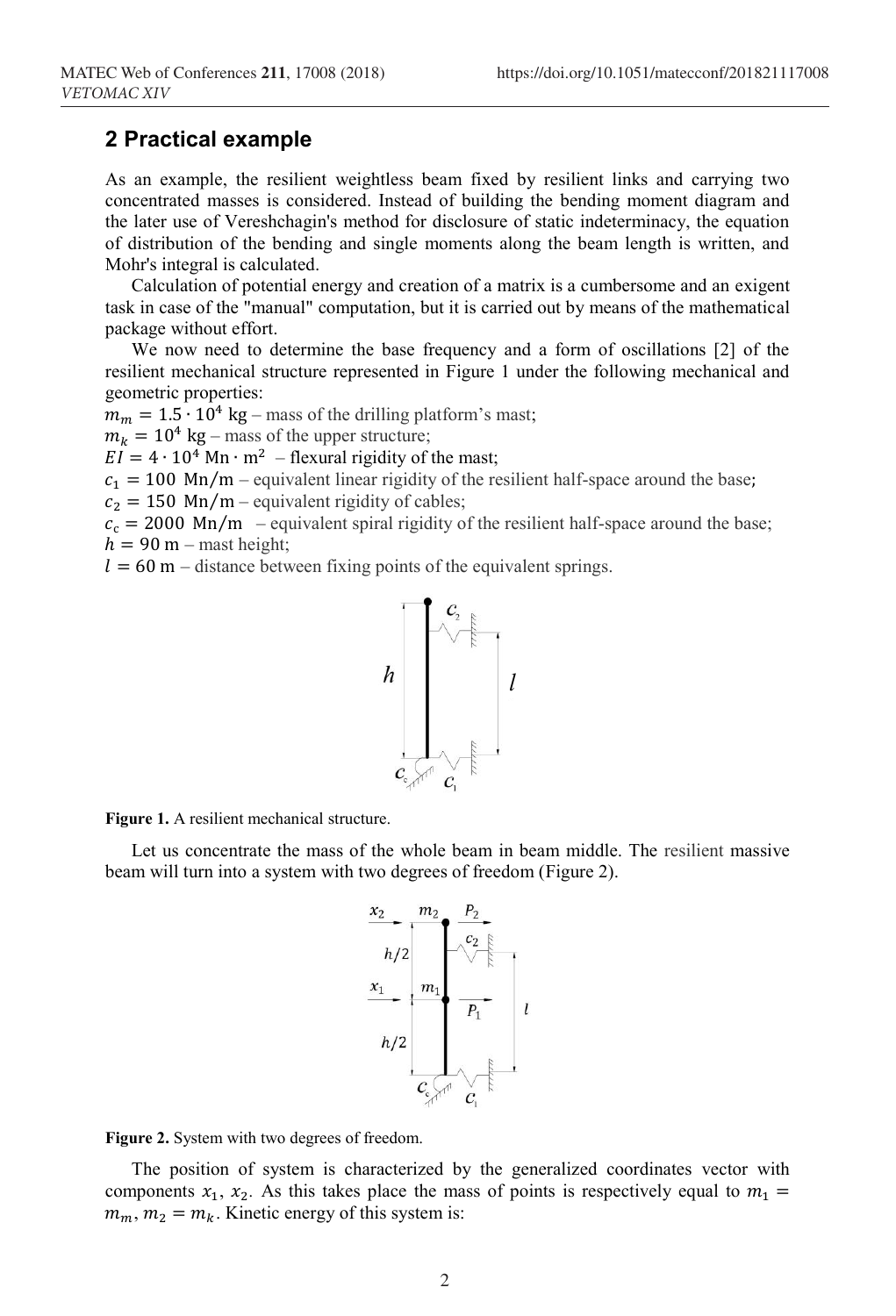## 2 Practical example

As an example, the resilient weightless beam fixed by resilient links and carrying two concentrated masses is considered. Instead of building the bending moment diagram and the later use of Vereshchagin's method for disclosure of static indeterminacy, the equation of distribution of the bending and single moments along the beam length is written, and Mohr's integral is calculated.

Calculation of potential energy and creation of a matrix is a cumbersome and an exigent task in case of the "manual" computation, but it is carried out by means of the mathematical package without effort.

We now need to determine the base frequency and a form of oscillations [2] of the resilient mechanical structure represented in Figure 1 under the following mechanical and geometric properties:

$m_m = 1.5 \cdot 10^4$ kg – mass of the drilling platform's mast;
$m_k = 10^4$ kg – mass of the upper structure;
$EI = 4 \cdot 10^4 \text{ Mn} \cdot \text{m}^2$ – flexural rigidity of the mast;
$c_1 = 100 \text{ Mn/m}$ – equivalent linear rigidity of the resilient half-space around the base;
$c_2 = 150 \text{ Mn/m}$ – equivalent rigidity of cables;
$c_c = 2000 \text{ Mn/m}$ – equivalent spiral rigidity of the resilient half-space around the base;
$h = 90$ m – mast height;
$l = 60$ m – distance between fixing points of the equivalent springs.

**Figure 1.** A resilient mechanical structure.

Let us concentrate the mass of the whole beam in beam middle. The resilient massive beam will turn into a system with two degrees of freedom (Figure 2).

**Figure 2.** System with two degrees of freedom.

The position of system is characterized by the generalized coordinates vector with components $x_1$, $x_2$. As this takes place the mass of points is respectively equal to $m_1 = m_m$, $m_2 = m_k$. Kinetic energy of this system is: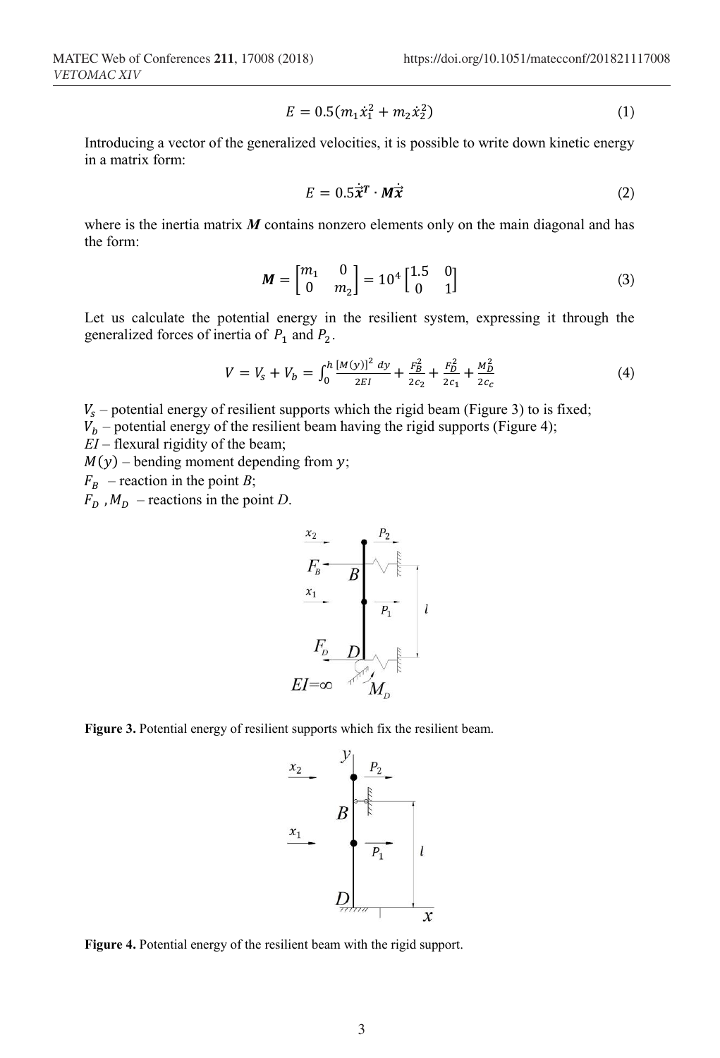$$E = 0.5(m_1\dot{x}_1^2 + m_2\dot{x}_2^2) \tag{1}$$

Introducing a vector of the generalized velocities, it is possible to write down kinetic energy in a matrix form:

$$E = 0.5\dot{\vec{\boldsymbol{x}}}^T \cdot \boldsymbol{M}\dot{\vec{\boldsymbol{x}}} \tag{2}$$

where is the inertia matrix $\boldsymbol{M}$ contains nonzero elements only on the main diagonal and has the form:

$$\boldsymbol{M} = \begin{bmatrix} m_1 & 0 \\ 0 & m_2 \end{bmatrix} = 10^4 \begin{bmatrix} 1.5 & 0 \\ 0 & 1 \end{bmatrix} \tag{3}$$

Let us calculate the potential energy in the resilient system, expressing it through the generalized forces of inertia of $P_1$ and $P_2$.

$$V = V_s + V_b = \int_0^h \frac{[M(y)]^2\, dy}{2EI} + \frac{F_B^2}{2c_2} + \frac{F_D^2}{2c_1} + \frac{M_D^2}{2c_c} \tag{4}$$

$V_s$ – potential energy of resilient supports which the rigid beam (Figure 3) to is fixed;
$V_b$ – potential energy of the resilient beam having the rigid supports (Figure 4);
$EI$ – flexural rigidity of the beam;
$M(y)$ – bending moment depending from $y$;
$F_B$ – reaction in the point $B$;
$F_D$, $M_D$ – reactions in the point $D$.

**Figure 3.** Potential energy of resilient supports which fix the resilient beam.

**Figure 4.** Potential energy of the resilient beam with the rigid support.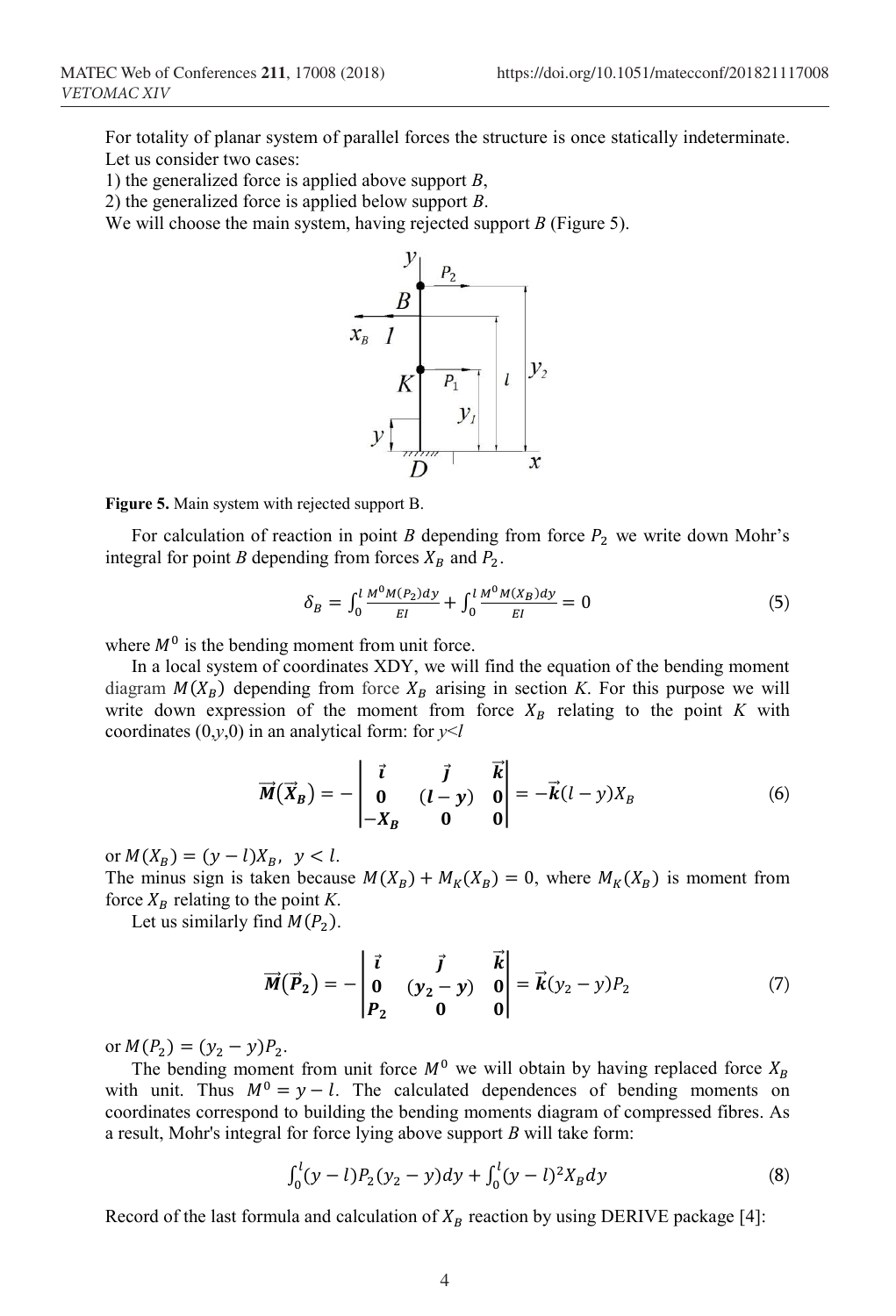For totality of planar system of parallel forces the structure is once statically indeterminate. Let us consider two cases:

1) the generalized force is applied above support $B$,
2) the generalized force is applied below support $B$.

We will choose the main system, having rejected support $B$ (Figure 5).

**Figure 5.** Main system with rejected support B.

For calculation of reaction in point $B$ depending from force $P_2$ we write down Mohr's integral for point $B$ depending from forces $X_B$ and $P_2$.

$$\delta_B = \int_0^l \frac{M^0 M(P_2) dy}{EI} + \int_0^l \frac{M^0 M(X_B) dy}{EI} = 0 \tag{5}$$

where $M^0$ is the bending moment from unit force.

In a local system of coordinates XDY, we will find the equation of the bending moment diagram $M(X_B)$ depending from force $X_B$ arising in section $K$. For this purpose we will write down expression of the moment from force $X_B$ relating to the point $K$ with coordinates (0,$y$,0) in an analytical form: for $y<l$

$$\vec{\boldsymbol{M}}(\vec{\boldsymbol{X}}_{\boldsymbol{B}}) = -\begin{vmatrix} \vec{\imath} & \vec{\jmath} & \vec{k} \\ \mathbf{0} & (\boldsymbol{l}-\boldsymbol{y}) & \mathbf{0} \\ -\boldsymbol{X}_{\boldsymbol{B}} & \mathbf{0} & \mathbf{0} \end{vmatrix} = -\vec{\boldsymbol{k}}(l-y)X_B \tag{6}$$

or $M(X_B) = (y-l)X_B,\ \ y<l$.

The minus sign is taken because $M(X_B) + M_K(X_B) = 0$, where $M_K(X_B)$ is moment from force $X_B$ relating to the point $K$.

Let us similarly find $M(P_2)$.

$$\vec{\boldsymbol{M}}(\vec{\boldsymbol{P}}_{\mathbf{2}}) = -\begin{vmatrix} \vec{\imath} & \vec{\jmath} & \vec{k} \\ \mathbf{0} & (\boldsymbol{y}_{\mathbf{2}}-\boldsymbol{y}) & \mathbf{0} \\ \boldsymbol{P}_{\mathbf{2}} & \mathbf{0} & \mathbf{0} \end{vmatrix} = \vec{\boldsymbol{k}}(y_2-y)P_2 \tag{7}$$

or $M(P_2) = (y_2-y)P_2$.

The bending moment from unit force $M^0$ we will obtain by having replaced force $X_B$ with unit. Thus $M^0 = y-l$. The calculated dependences of bending moments on coordinates correspond to building the bending moments diagram of compressed fibres. As a result, Mohr's integral for force lying above support $B$ will take form:

$$\int_0^l (y-l)P_2(y_2-y)dy + \int_0^l (y-l)^2 X_B dy \tag{8}$$

Record of the last formula and calculation of $X_B$ reaction by using DERIVE package [4]: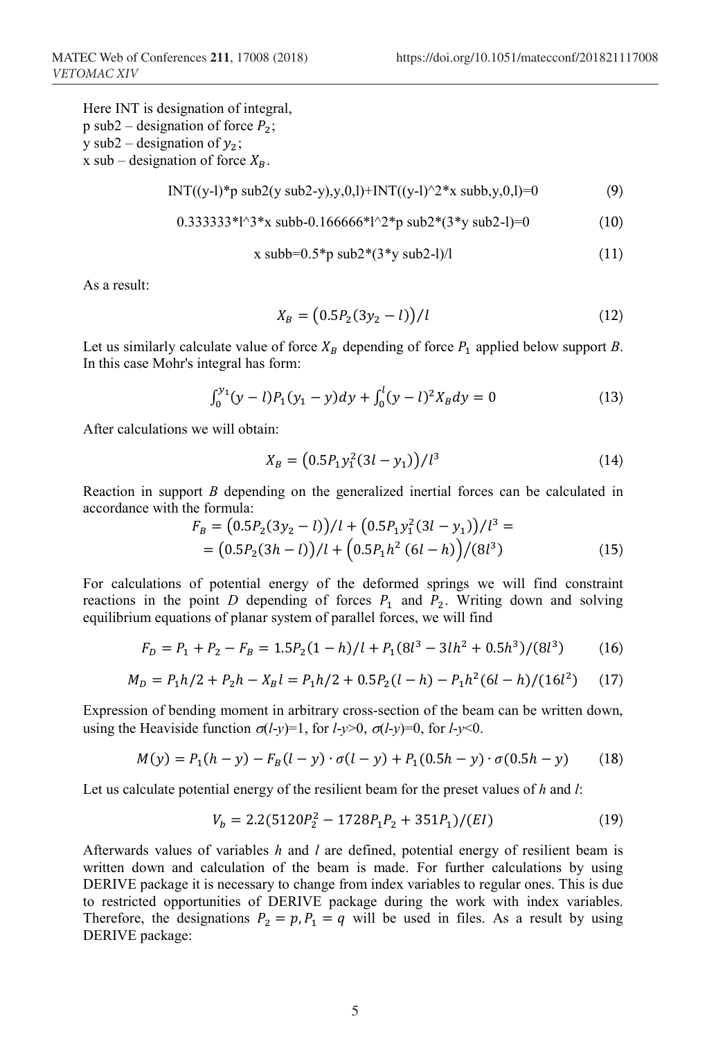Here INT is designation of integral,
p sub2 – designation of force $P_2$;
y sub2 – designation of $y_2$;
x sub – designation of force $X_B$.

$$\text{INT((y-l)*p sub2(y sub2-y),y,0,l)+INT((y-l)^2*x subb,y,0,l)=0} \tag{9}$$

$$\text{0.333333*l^3*x subb-0.166666*l^2*p sub2*(3*y sub2-l)=0} \tag{10}$$

$$\text{x subb=0.5*p sub2*(3*y sub2-l)/l} \tag{11}$$

As a result:

$$X_B = \left(0.5P_2(3y_2 - l)\right)/l \tag{12}$$

Let us similarly calculate value of force $X_B$ depending of force $P_1$ applied below support $B$. In this case Mohr's integral has form:

$$\int_0^{y_1}(y-l)P_1(y_1-y)dy + \int_0^{l}(y-l)^2 X_B dy = 0 \tag{13}$$

After calculations we will obtain:

$$X_B = \left(0.5P_1 y_1^2(3l - y_1)\right)/l^3 \tag{14}$$

Reaction in support $B$ depending on the generalized inertial forces can be calculated in accordance with the formula:

$$\begin{aligned} F_B &= \left(0.5P_2(3y_2 - l)\right)/l + \left(0.5P_1 y_1^2(3l - y_1)\right)/l^3 = \\ &= \left(0.5P_2(3h - l)\right)/l + \left(0.5P_1 h^2\,(6l - h)\right)/(8l^3) \end{aligned} \tag{15}$$

For calculations of potential energy of the deformed springs we will find constraint reactions in the point $D$ depending of forces $P_1$ and $P_2$. Writing down and solving equilibrium equations of planar system of parallel forces, we will find

$$F_D = P_1 + P_2 - F_B = 1.5P_2(1-h)/l + P_1(8l^3 - 3lh^2 + 0.5h^3)/(8l^3) \tag{16}$$

$$M_D = P_1 h/2 + P_2 h - X_B l = P_1 h/2 + 0.5P_2(l-h) - P_1 h^2(6l-h)/(16l^2) \tag{17}$$

Expression of bending moment in arbitrary cross-section of the beam can be written down, using the Heaviside function $\sigma(l-y)=1$, for $l-y>0$, $\sigma(l-y)=0$, for $l-y<0$.

$$M(y) = P_1(h-y) - F_B(l-y)\cdot\sigma(l-y) + P_1(0.5h-y)\cdot\sigma(0.5h-y) \tag{18}$$

Let us calculate potential energy of the resilient beam for the preset values of $h$ and $l$:

$$V_b = 2.2(5120P_2^2 - 1728P_1P_2 + 351P_1)/(EI) \tag{19}$$

Afterwards values of variables $h$ and $l$ are defined, potential energy of resilient beam is written down and calculation of the beam is made. For further calculations by using DERIVE package it is necessary to change from index variables to regular ones. This is due to restricted opportunities of DERIVE package during the work with index variables. Therefore, the designations $P_2 = p, P_1 = q$ will be used in files. As a result by using DERIVE package: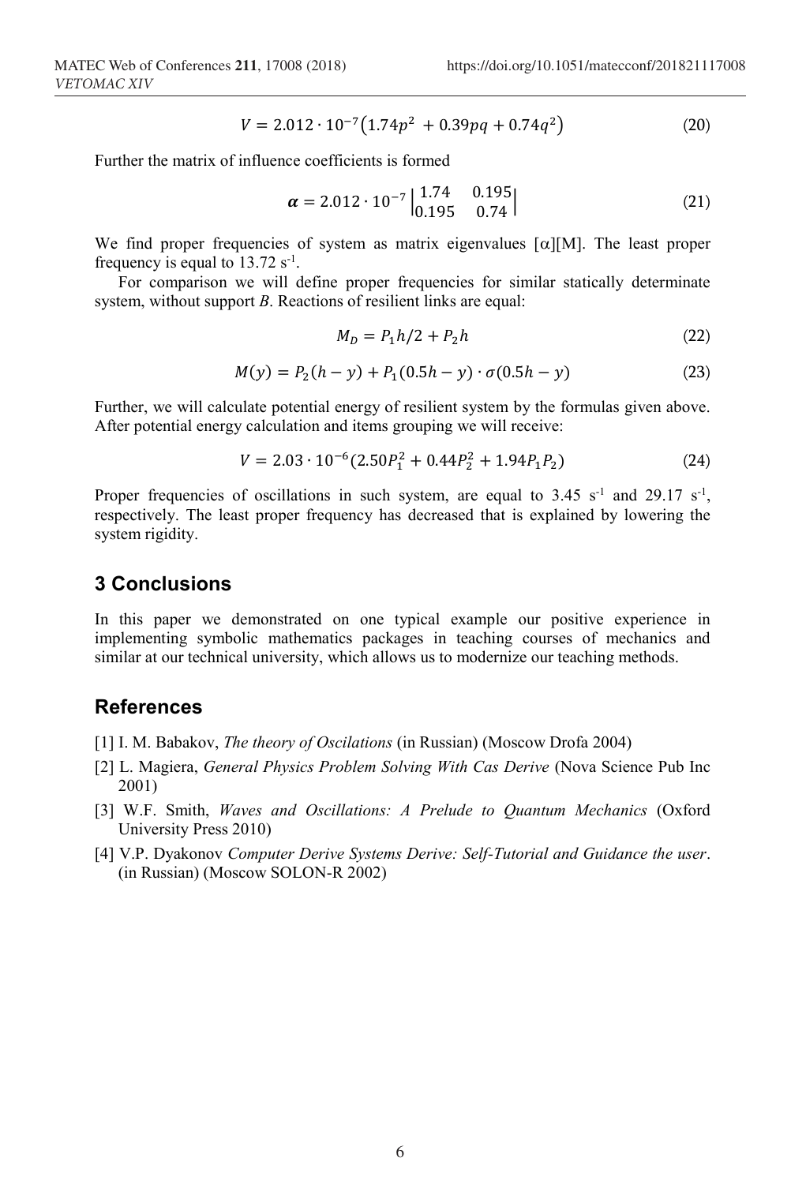$$V = 2.012 \cdot 10^{-7}\left(1.74p^2 + 0.39pq + 0.74q^2\right) \tag{20}$$

Further the matrix of influence coefficients is formed

$$\boldsymbol{\alpha} = 2.012 \cdot 10^{-7}\begin{vmatrix} 1.74 & 0.195 \\ 0.195 & 0.74 \end{vmatrix} \tag{21}$$

We find proper frequencies of system as matrix eigenvalues [α][M]. The least proper frequency is equal to 13.72 $s^{-1}$.

For comparison we will define proper frequencies for similar statically determinate system, without support *B*. Reactions of resilient links are equal:

$$M_D = P_1 h/2 + P_2 h \tag{22}$$

$$M(y) = P_2(h - y) + P_1(0.5h - y) \cdot \sigma(0.5h - y) \tag{23}$$

Further, we will calculate potential energy of resilient system by the formulas given above. After potential energy calculation and items grouping we will receive:

$$V = 2.03 \cdot 10^{-6}(2.50P_1^2 + 0.44P_2^2 + 1.94P_1P_2) \tag{24}$$

Proper frequencies of oscillations in such system, are equal to 3.45 $s^{-1}$ and 29.17 $s^{-1}$, respectively. The least proper frequency has decreased that is explained by lowering the system rigidity.

## 3 Conclusions

In this paper we demonstrated on one typical example our positive experience in implementing symbolic mathematics packages in teaching courses of mechanics and similar at our technical university, which allows us to modernize our teaching methods.

## References

[1] I. M. Babakov, *The theory of Oscilations* (in Russian) (Moscow Drofa 2004)

[2] L. Magiera, *General Physics Problem Solving With Cas Derive* (Nova Science Pub Inc 2001)

[3] W.F. Smith, *Waves and Oscillations: A Prelude to Quantum Mechanics* (Oxford University Press 2010)

[4] V.P. Dyakonov *Computer Derive Systems Derive: Self-Tutorial and Guidance the user*. (in Russian) (Moscow SOLON-R 2002)